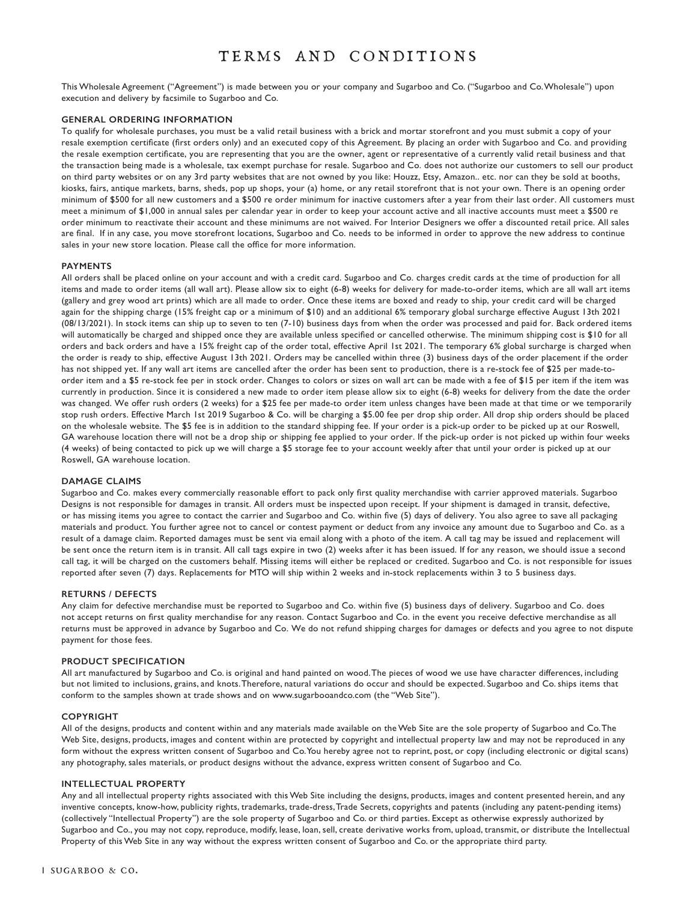# TERMS AND CONDITIONS

This Wholesale Agreement ("Agreement") is made between you or your company and Sugarboo and Co. ("Sugarboo and Co. Wholesale") upon execution and delivery by facsimile to Sugarboo and Co.

## GENERAL ORDERING INFORMATION

To qualify for wholesale purchases, you must be a valid retail business with a brick and mortar storefront and you must submit a copy of your resale exemption certificate (first orders only) and an executed copy of this Agreement. By placing an order with Sugarboo and Co. and providing the resale exemption certificate, you are representing that you are the owner, agent or representative of a currently valid retail business and that the transaction being made is a wholesale, tax exempt purchase for resale. Sugarboo and Co. does not authorize our customers to sell our product on third party websites or on any 3rd party websites that are not owned by you like: Houzz, Etsy, Amazon.. etc. nor can they be sold at booths, kiosks, fairs, antique markets, barns, sheds, pop up shops, your (a) home, or any retail storefront that is not your own. There is an opening order minimum of $500 for all new customers and a $500 re order minimum for inactive customers after a year from their last order. All customers must meet a minimum of $1,000 in annual sales per calendar year in order to keep your account active and all inactive accounts must meet a $500 re order minimum to reactivate their account and these minimums are not waived. For Interior Designers we offer a discounted retail price. All sales are final. If in any case, you move storefront locations, Sugarboo and Co. needs to be informed in order to approve the new address to continue sales in your new store location. Please call the office for more information.

## PAYMENTS

All orders shall be placed online on your account and with a credit card. Sugarboo and Co. charges credit cards at the time of production for all items and made to order items (all wall art). Please allow six to eight (6-8) weeks for delivery for made-to-order items, which are all wall art items (gallery and grey wood art prints) which are all made to order. Once these items are boxed and ready to ship, your credit card will be charged again for the shipping charge (15% freight cap or a minimum of $10) and an additional 6% temporary global surcharge effective August 13th 2021 (08/13/2021). In stock items can ship up to seven to ten (7-10) business days from when the order was processed and paid for. Back ordered items will automatically be charged and shipped once they are available unless specified or cancelled otherwise. The minimum shipping cost is $10 for all orders and back orders and have a 15% freight cap of the order total, effective April 1st 2021. The temporary 6% global surcharge is charged when the order is ready to ship, effective August 13th 2021. Orders may be cancelled within three (3) business days of the order placement if the order has not shipped yet. If any wall art items are cancelled after the order has been sent to production, there is a re-stock fee of $25 per made-to-order item and a $5 re-stock fee per in stock order. Changes to colors or sizes on wall art can be made with a fee of $15 per item if the item was currently in production. Since it is considered a new made to order item please allow six to eight (6-8) weeks for delivery from the date the order was changed. We offer rush orders (2 weeks) for a $25 fee per made-to order item unless changes have been made at that time or we temporarily stop rush orders. Effective March 1st 2019 Sugarboo & Co. will be charging a $5.00 fee per drop ship order. All drop ship orders should be placed on the wholesale website. The $5 fee is in addition to the standard shipping fee. If your order is a pick-up order to be picked up at our Roswell, GA warehouse location there will not be a drop ship or shipping fee applied to your order. If the pick-up order is not picked up within four weeks (4 weeks) of being contacted to pick up we will charge a $5 storage fee to your account weekly after that until your order is picked up at our Roswell, GA warehouse location.

## DAMAGE CLAIMS

Sugarboo and Co. makes every commercially reasonable effort to pack only first quality merchandise with carrier approved materials. Sugarboo Designs is not responsible for damages in transit. All orders must be inspected upon receipt. If your shipment is damaged in transit, defective, or has missing items you agree to contact the carrier and Sugarboo and Co. within five (5) days of delivery. You also agree to save all packaging materials and product. You further agree not to cancel or contest payment or deduct from any invoice any amount due to Sugarboo and Co. as a result of a damage claim. Reported damages must be sent via email along with a photo of the item. A call tag may be issued and replacement will be sent once the return item is in transit. All call tags expire in two (2) weeks after it has been issued. If for any reason, we should issue a second call tag, it will be charged on the customers behalf. Missing items will either be replaced or credited. Sugarboo and Co. is not responsible for issues reported after seven (7) days. Replacements for MTO will ship within 2 weeks and in-stock replacements within 3 to 5 business days.

## RETURNS / DEFECTS

Any claim for defective merchandise must be reported to Sugarboo and Co. within five (5) business days of delivery. Sugarboo and Co. does not accept returns on first quality merchandise for any reason. Contact Sugarboo and Co. in the event you receive defective merchandise as all returns must be approved in advance by Sugarboo and Co. We do not refund shipping charges for damages or defects and you agree to not dispute payment for those fees.

## PRODUCT SPECIFICATION

All art manufactured by Sugarboo and Co. is original and hand painted on wood. The pieces of wood we use have character differences, including but not limited to inclusions, grains, and knots. Therefore, natural variations do occur and should be expected. Sugarboo and Co. ships items that conform to the samples shown at trade shows and on www.sugarbooandco.com (the "Web Site").

## COPYRIGHT

All of the designs, products and content within and any materials made available on the Web Site are the sole property of Sugarboo and Co. The Web Site, designs, products, images and content within are protected by copyright and intellectual property law and may not be reproduced in any form without the express written consent of Sugarboo and Co. You hereby agree not to reprint, post, or copy (including electronic or digital scans) any photography, sales materials, or product designs without the advance, express written consent of Sugarboo and Co.

## INTELLECTUAL PROPERTY

Any and all intellectual property rights associated with this Web Site including the designs, products, images and content presented herein, and any inventive concepts, know-how, publicity rights, trademarks, trade-dress, Trade Secrets, copyrights and patents (including any patent-pending items) (collectively "Intellectual Property") are the sole property of Sugarboo and Co. or third parties. Except as otherwise expressly authorized by Sugarboo and Co., you may not copy, reproduce, modify, lease, loan, sell, create derivative works from, upload, transmit, or distribute the Intellectual Property of this Web Site in any way without the express written consent of Sugarboo and Co. or the appropriate third party.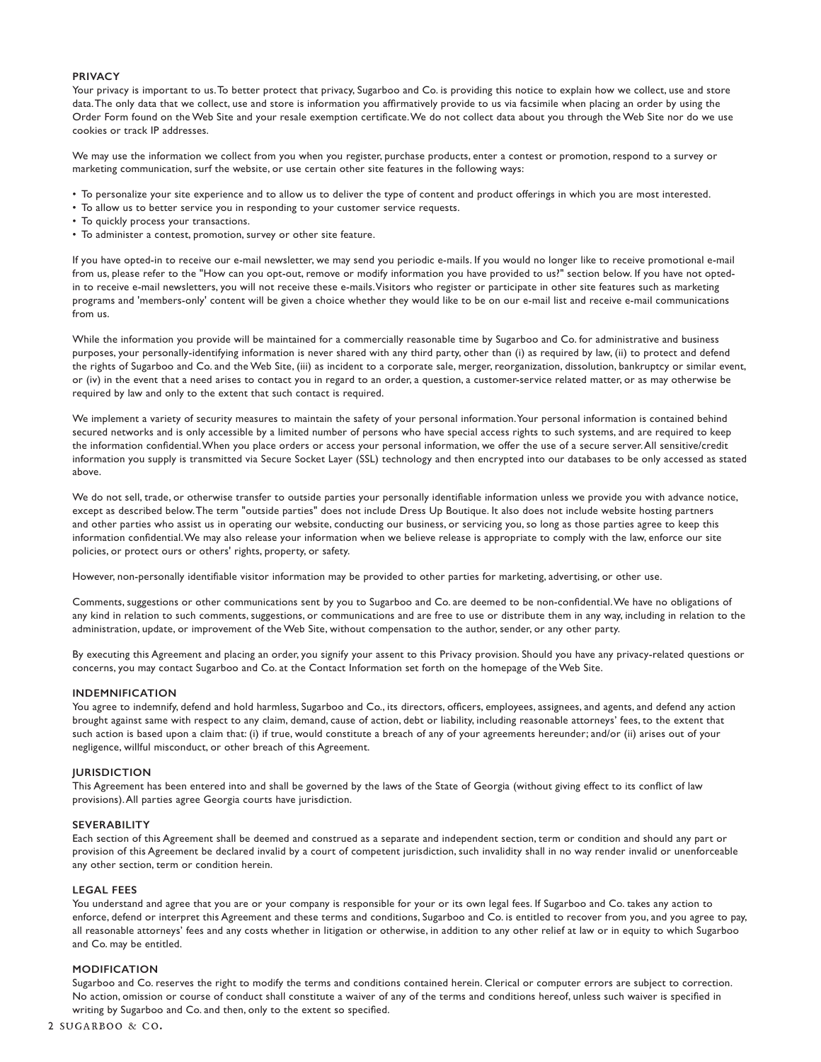## PRIVACY

Your privacy is important to us. To better protect that privacy, Sugarboo and Co. is providing this notice to explain how we collect, use and store data. The only data that we collect, use and store is information you affirmatively provide to us via facsimile when placing an order by using the Order Form found on the Web Site and your resale exemption certificate. We do not collect data about you through the Web Site nor do we use cookies or track IP addresses.

We may use the information we collect from you when you register, purchase products, enter a contest or promotion, respond to a survey or marketing communication, surf the website, or use certain other site features in the following ways:

- To personalize your site experience and to allow us to deliver the type of content and product offerings in which you are most interested.
- To allow us to better service you in responding to your customer service requests.
- To quickly process your transactions.
- To administer a contest, promotion, survey or other site feature.

If you have opted-in to receive our e-mail newsletter, we may send you periodic e-mails. If you would no longer like to receive promotional e-mail from us, please refer to the "How can you opt-out, remove or modify information you have provided to us?" section below. If you have not opted-in to receive e-mail newsletters, you will not receive these e-mails. Visitors who register or participate in other site features such as marketing programs and 'members-only' content will be given a choice whether they would like to be on our e-mail list and receive e-mail communications from us.

While the information you provide will be maintained for a commercially reasonable time by Sugarboo and Co. for administrative and business purposes, your personally-identifying information is never shared with any third party, other than (i) as required by law, (ii) to protect and defend the rights of Sugarboo and Co. and the Web Site, (iii) as incident to a corporate sale, merger, reorganization, dissolution, bankruptcy or similar event, or (iv) in the event that a need arises to contact you in regard to an order, a question, a customer-service related matter, or as may otherwise be required by law and only to the extent that such contact is required.

We implement a variety of security measures to maintain the safety of your personal information. Your personal information is contained behind secured networks and is only accessible by a limited number of persons who have special access rights to such systems, and are required to keep the information confidential. When you place orders or access your personal information, we offer the use of a secure server. All sensitive/credit information you supply is transmitted via Secure Socket Layer (SSL) technology and then encrypted into our databases to be only accessed as stated above.

We do not sell, trade, or otherwise transfer to outside parties your personally identifiable information unless we provide you with advance notice, except as described below. The term "outside parties" does not include Dress Up Boutique. It also does not include website hosting partners and other parties who assist us in operating our website, conducting our business, or servicing you, so long as those parties agree to keep this information confidential. We may also release your information when we believe release is appropriate to comply with the law, enforce our site policies, or protect ours or others' rights, property, or safety.

However, non-personally identifiable visitor information may be provided to other parties for marketing, advertising, or other use.

Comments, suggestions or other communications sent by you to Sugarboo and Co. are deemed to be non-confidential. We have no obligations of any kind in relation to such comments, suggestions, or communications and are free to use or distribute them in any way, including in relation to the administration, update, or improvement of the Web Site, without compensation to the author, sender, or any other party.

By executing this Agreement and placing an order, you signify your assent to this Privacy provision. Should you have any privacy-related questions or concerns, you may contact Sugarboo and Co. at the Contact Information set forth on the homepage of the Web Site.

## INDEMNIFICATION

You agree to indemnify, defend and hold harmless, Sugarboo and Co., its directors, officers, employees, assignees, and agents, and defend any action brought against same with respect to any claim, demand, cause of action, debt or liability, including reasonable attorneys' fees, to the extent that such action is based upon a claim that: (i) if true, would constitute a breach of any of your agreements hereunder; and/or (ii) arises out of your negligence, willful misconduct, or other breach of this Agreement.

## JURISDICTION

This Agreement has been entered into and shall be governed by the laws of the State of Georgia (without giving effect to its conflict of law provisions). All parties agree Georgia courts have jurisdiction.

## SEVERABILITY

Each section of this Agreement shall be deemed and construed as a separate and independent section, term or condition and should any part or provision of this Agreement be declared invalid by a court of competent jurisdiction, such invalidity shall in no way render invalid or unenforceable any other section, term or condition herein.

## LEGAL FEES

You understand and agree that you are or your company is responsible for your or its own legal fees. If Sugarboo and Co. takes any action to enforce, defend or interpret this Agreement and these terms and conditions, Sugarboo and Co. is entitled to recover from you, and you agree to pay, all reasonable attorneys' fees and any costs whether in litigation or otherwise, in addition to any other relief at law or in equity to which Sugarboo and Co. may be entitled.

## MODIFICATION

Sugarboo and Co. reserves the right to modify the terms and conditions contained herein. Clerical or computer errors are subject to correction. No action, omission or course of conduct shall constitute a waiver of any of the terms and conditions hereof, unless such waiver is specified in writing by Sugarboo and Co. and then, only to the extent so specified.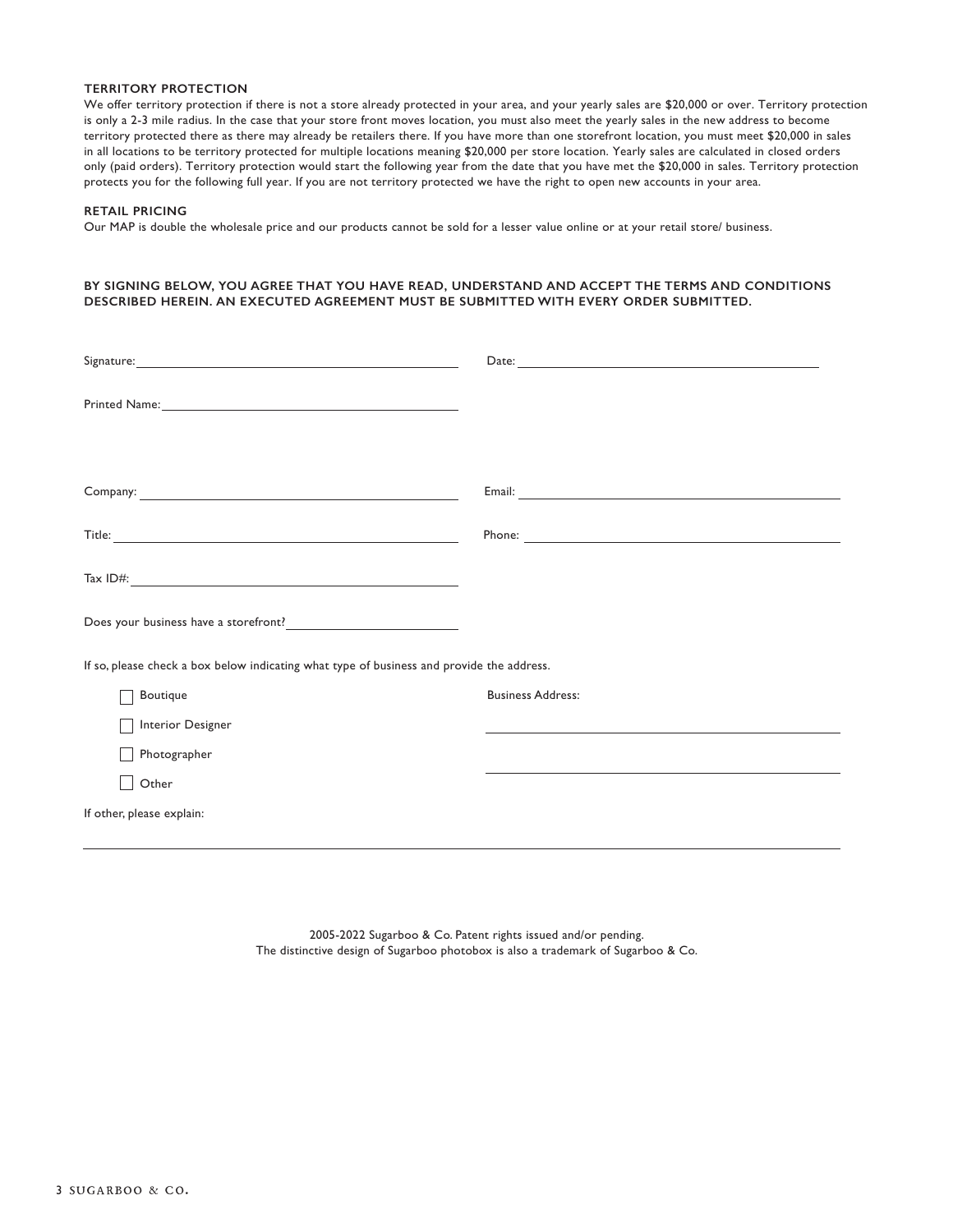### TERRITORY PROTECTION

We offer territory protection if there is not a store already protected in your area, and your yearly sales are $20,000 or over. Territory protection is only a 2-3 mile radius. In the case that your store front moves location, you must also meet the yearly sales in the new address to become territory protected there as there may already be retailers there. If you have more than one storefront location, you must meet $20,000 in sales in all locations to be territory protected for multiple locations meaning $20,000 per store location. Yearly sales are calculated in closed orders only (paid orders). Territory protection would start the following year from the date that you have met the $20,000 in sales. Territory protection protects you for the following full year. If you are not territory protected we have the right to open new accounts in your area.

### RETAIL PRICING

Our MAP is double the wholesale price and our products cannot be sold for a lesser value online or at your retail store/ business.

**BY SIGNING BELOW, YOU AGREE THAT YOU HAVE READ, UNDERSTAND AND ACCEPT THE TERMS AND CONDITIONS DESCRIBED HEREIN. AN EXECUTED AGREEMENT MUST BE SUBMITTED WITH EVERY ORDER SUBMITTED.**

Signature: ______________________________ Date: ______________________________

Printed Name: ______________________________

Company: ______________________________ Email: ______________________________

Title: ______________________________ Phone: ______________________________

Tax ID#: ______________________________

Does your business have a storefront? ________________

If so, please check a box below indicating what type of business and provide the address.

- [ ] Boutique
- [ ] Interior Designer
- [ ] Photographer
- [ ] Other

Business Address:

______________________________

______________________________

If other, please explain:

______________________________

2005-2022 Sugarboo & Co. Patent rights issued and/or pending.
The distinctive design of Sugarboo photobox is also a trademark of Sugarboo & Co.